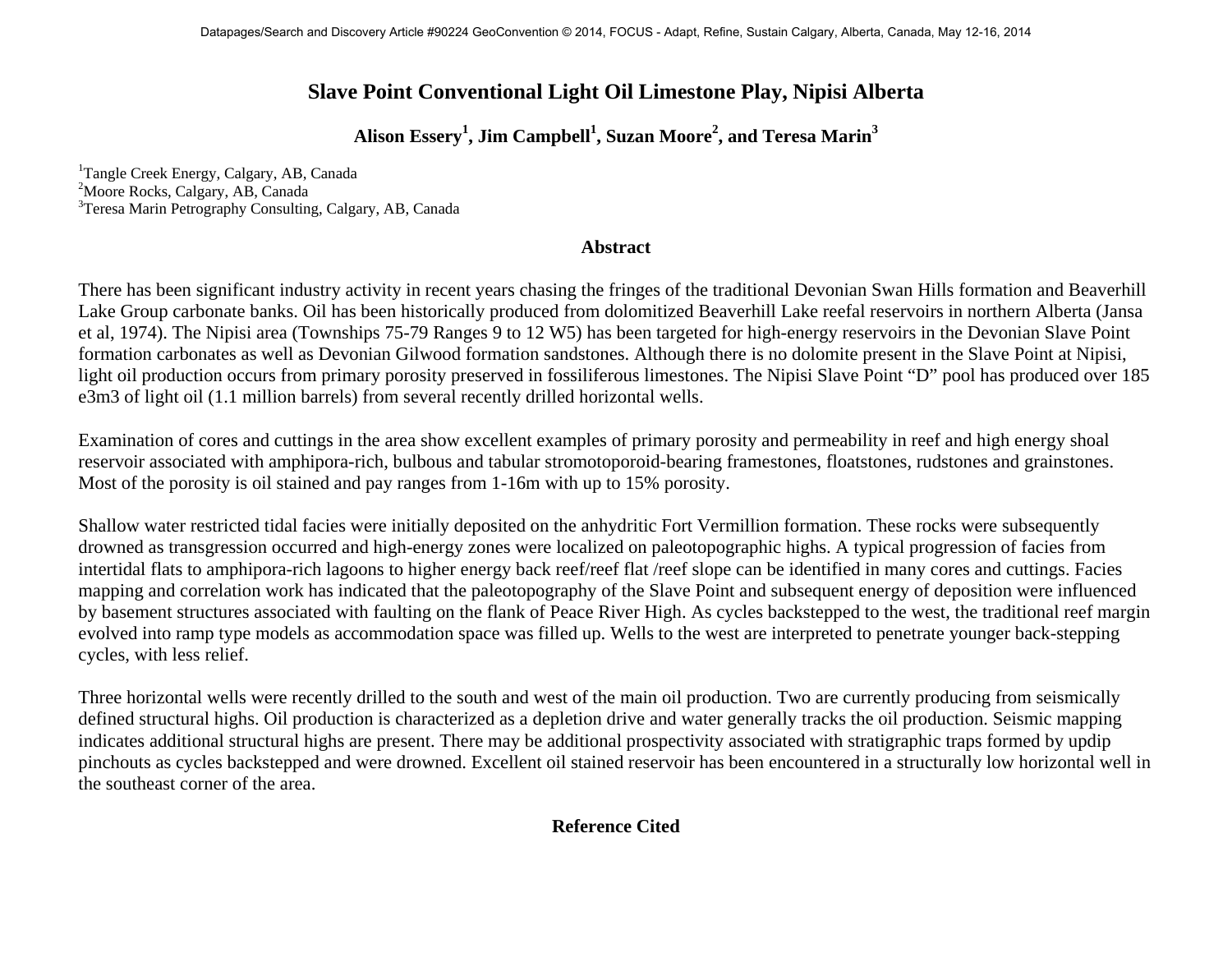# Slave Point Conventional Light Oil Limestone Play, Nipisi Alberta

**Alison Essery[1], Jim Campbell[1], Suzan Moore[2], and Teresa Marin[3]**

[1]Tangle Creek Energy, Calgary, AB, Canada
[2]Moore Rocks, Calgary, AB, Canada
[3]Teresa Marin Petrography Consulting, Calgary, AB, Canada

## Abstract

There has been significant industry activity in recent years chasing the fringes of the traditional Devonian Swan Hills formation and Beaverhill Lake Group carbonate banks. Oil has been historically produced from dolomitized Beaverhill Lake reefal reservoirs in northern Alberta (Jansa et al, 1974). The Nipisi area (Townships 75-79 Ranges 9 to 12 W5) has been targeted for high-energy reservoirs in the Devonian Slave Point formation carbonates as well as Devonian Gilwood formation sandstones. Although there is no dolomite present in the Slave Point at Nipisi, light oil production occurs from primary porosity preserved in fossiliferous limestones. The Nipisi Slave Point "D" pool has produced over 185 e3m3 of light oil (1.1 million barrels) from several recently drilled horizontal wells.

Examination of cores and cuttings in the area show excellent examples of primary porosity and permeability in reef and high energy shoal reservoir associated with amphipora-rich, bulbous and tabular stromotoporoid-bearing framestones, floatstones, rudstones and grainstones. Most of the porosity is oil stained and pay ranges from 1-16m with up to 15% porosity.

Shallow water restricted tidal facies were initially deposited on the anhyditic Fort Vermillion formation. These rocks were subsequently drowned as transgression occurred and high-energy zones were localized on paleotopographic highs. A typical progression of facies from intertidal flats to amphipora-rich lagoons to higher energy back reef/reef flat /reef slope can be identified in many cores and cuttings. Facies mapping and correlation work has indicated that the paleotopography of the Slave Point and subsequent energy of deposition were influenced by basement structures associated with faulting on the flank of Peace River High. As cycles backstepped to the west, the traditional reef margin evolved into ramp type models as accommodation space was filled up. Wells to the west are interpreted to penetrate younger back-stepping cycles, with less relief.

Three horizontal wells were recently drilled to the south and west of the main oil production. Two are currently producing from seismically defined structural highs. Oil production is characterized as a depletion drive and water generally tracks the oil production. Seismic mapping indicates additional structural highs are present. There may be additional prospectivity associated with stratigraphic traps formed by updip pinchouts as cycles backstepped and were drowned. Excellent oil stained reservoir has been encountered in a structurally low horizontal well in the southeast corner of the area.

## Reference Cited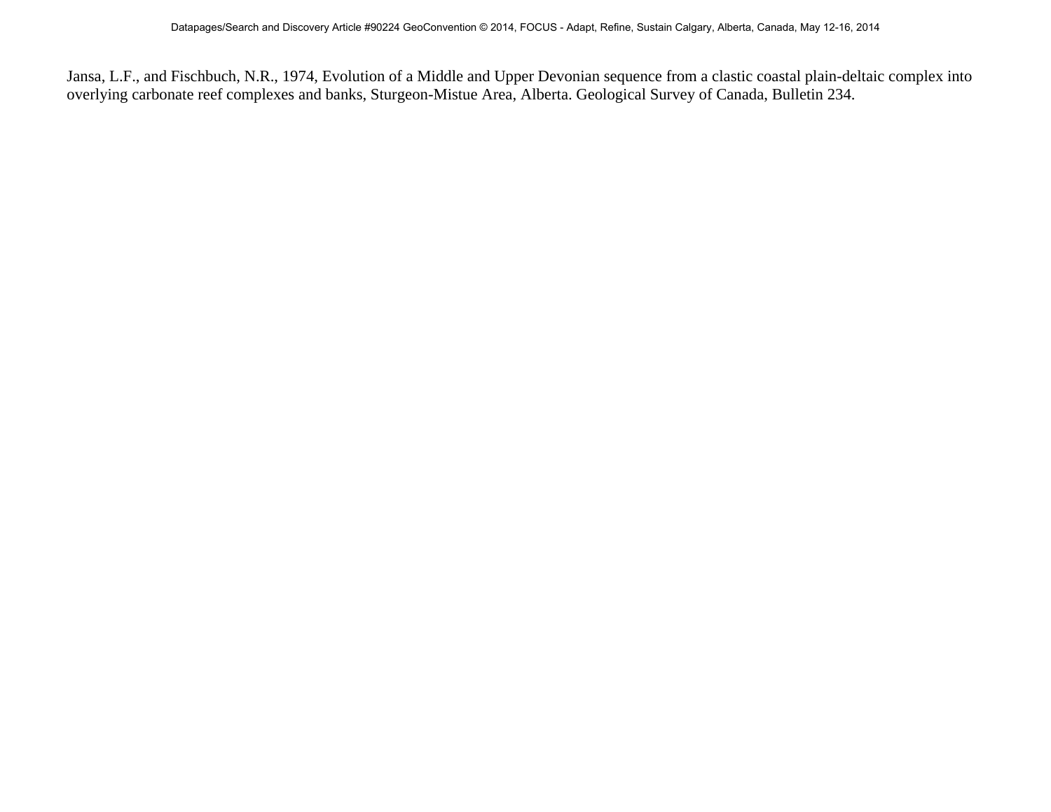Jansa, L.F., and Fischbuch, N.R., 1974, Evolution of a Middle and Upper Devonian sequence from a clastic coastal plain-deltaic complex into overlying carbonate reef complexes and banks, Sturgeon-Mistue Area, Alberta. Geological Survey of Canada, Bulletin 234.